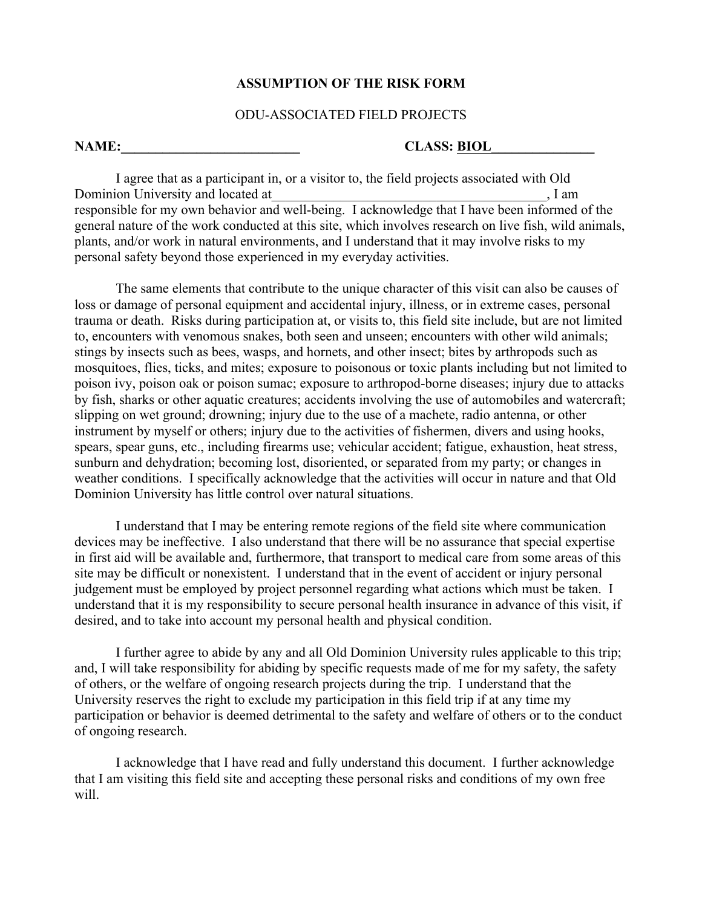**ASSUMPTION OF THE RISK FORM**

ODU-ASSOCIATED FIELD PROJECTS

**NAME:\_\_\_\_\_\_\_\_\_\_\_\_\_\_\_\_\_\_\_\_\_\_\_\_\_\_** **CLASS: BIOL\_\_\_\_\_\_\_\_\_\_\_\_\_\_\_**

I agree that as a participant in, or a visitor to, the field projects associated with Old Dominion University and located at\_\_\_\_\_\_\_\_\_\_\_\_\_\_\_\_\_\_\_\_\_\_\_\_\_\_\_\_\_\_\_\_\_\_\_\_\_\_\_\_, I am responsible for my own behavior and well-being. I acknowledge that I have been informed of the general nature of the work conducted at this site, which involves research on live fish, wild animals, plants, and/or work in natural environments, and I understand that it may involve risks to my personal safety beyond those experienced in my everyday activities.

The same elements that contribute to the unique character of this visit can also be causes of loss or damage of personal equipment and accidental injury, illness, or in extreme cases, personal trauma or death. Risks during participation at, or visits to, this field site include, but are not limited to, encounters with venomous snakes, both seen and unseen; encounters with other wild animals; stings by insects such as bees, wasps, and hornets, and other insect; bites by arthropods such as mosquitoes, flies, ticks, and mites; exposure to poisonous or toxic plants including but not limited to poison ivy, poison oak or poison sumac; exposure to arthropod-borne diseases; injury due to attacks by fish, sharks or other aquatic creatures; accidents involving the use of automobiles and watercraft; slipping on wet ground; drowning; injury due to the use of a machete, radio antenna, or other instrument by myself or others; injury due to the activities of fishermen, divers and using hooks, spears, spear guns, etc., including firearms use; vehicular accident; fatigue, exhaustion, heat stress, sunburn and dehydration; becoming lost, disoriented, or separated from my party; or changes in weather conditions. I specifically acknowledge that the activities will occur in nature and that Old Dominion University has little control over natural situations.

I understand that I may be entering remote regions of the field site where communication devices may be ineffective. I also understand that there will be no assurance that special expertise in first aid will be available and, furthermore, that transport to medical care from some areas of this site may be difficult or nonexistent. I understand that in the event of accident or injury personal judgement must be employed by project personnel regarding what actions which must be taken. I understand that it is my responsibility to secure personal health insurance in advance of this visit, if desired, and to take into account my personal health and physical condition.

I further agree to abide by any and all Old Dominion University rules applicable to this trip; and, I will take responsibility for abiding by specific requests made of me for my safety, the safety of others, or the welfare of ongoing research projects during the trip. I understand that the University reserves the right to exclude my participation in this field trip if at any time my participation or behavior is deemed detrimental to the safety and welfare of others or to the conduct of ongoing research.

I acknowledge that I have read and fully understand this document. I further acknowledge that I am visiting this field site and accepting these personal risks and conditions of my own free will.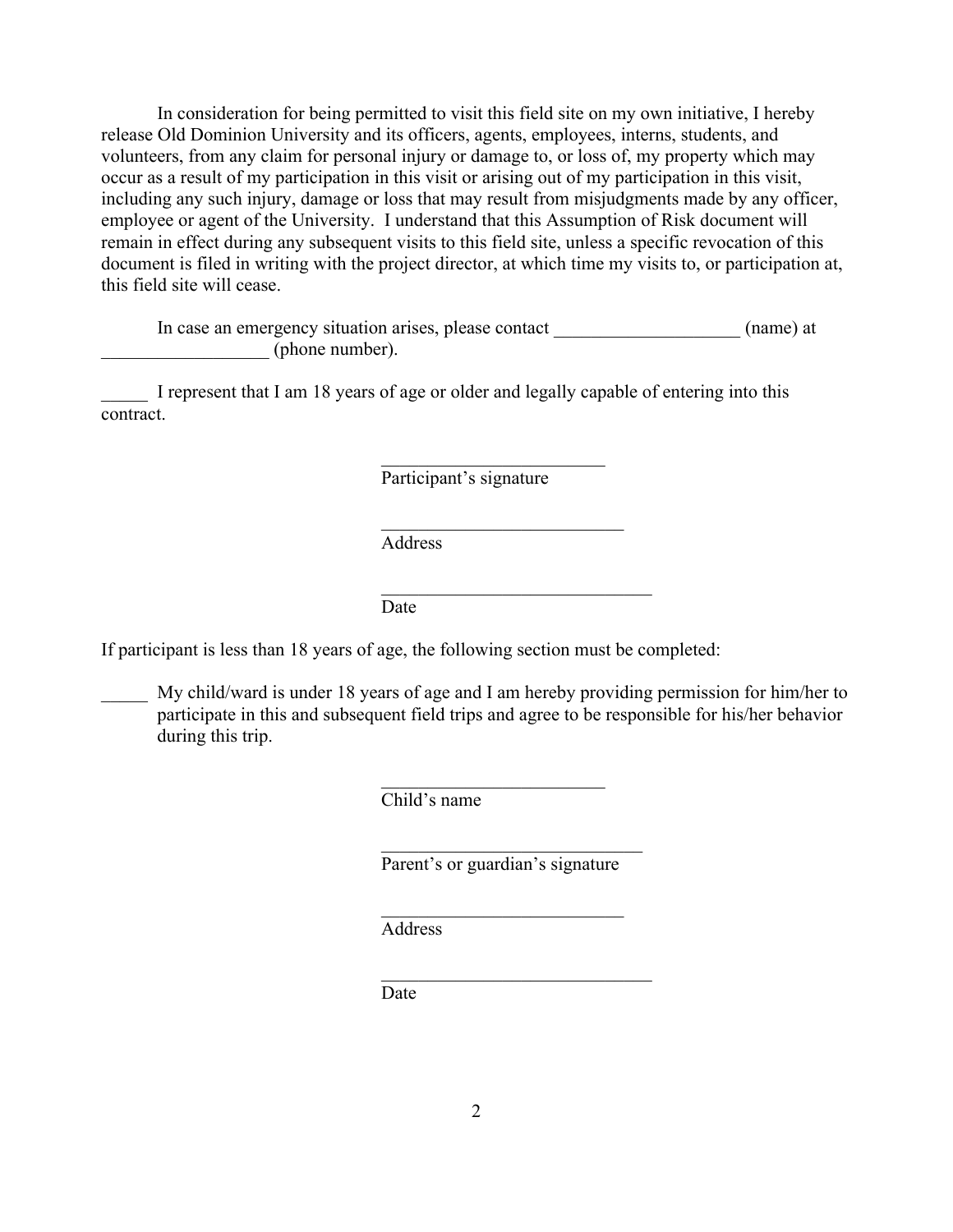In consideration for being permitted to visit this field site on my own initiative, I hereby release Old Dominion University and its officers, agents, employees, interns, students, and volunteers, from any claim for personal injury or damage to, or loss of, my property which may occur as a result of my participation in this visit or arising out of my participation in this visit, including any such injury, damage or loss that may result from misjudgments made by any officer, employee or agent of the University. I understand that this Assumption of Risk document will remain in effect during any subsequent visits to this field site, unless a specific revocation of this document is filed in writing with the project director, at which time my visits to, or participation at, this field site will cease.

In case an emergency situation arises, please contact ____________________ (name) at __________________ (phone number).

_____ I represent that I am 18 years of age or older and legally capable of entering into this contract.

_________________________
Participant's signature

___________________________
Address

______________________________
Date

If participant is less than 18 years of age, the following section must be completed:

_____ My child/ward is under 18 years of age and I am hereby providing permission for him/her to participate in this and subsequent field trips and agree to be responsible for his/her behavior during this trip.

_________________________
Child's name

_____________________________
Parent's or guardian's signature

___________________________
Address

______________________________
Date